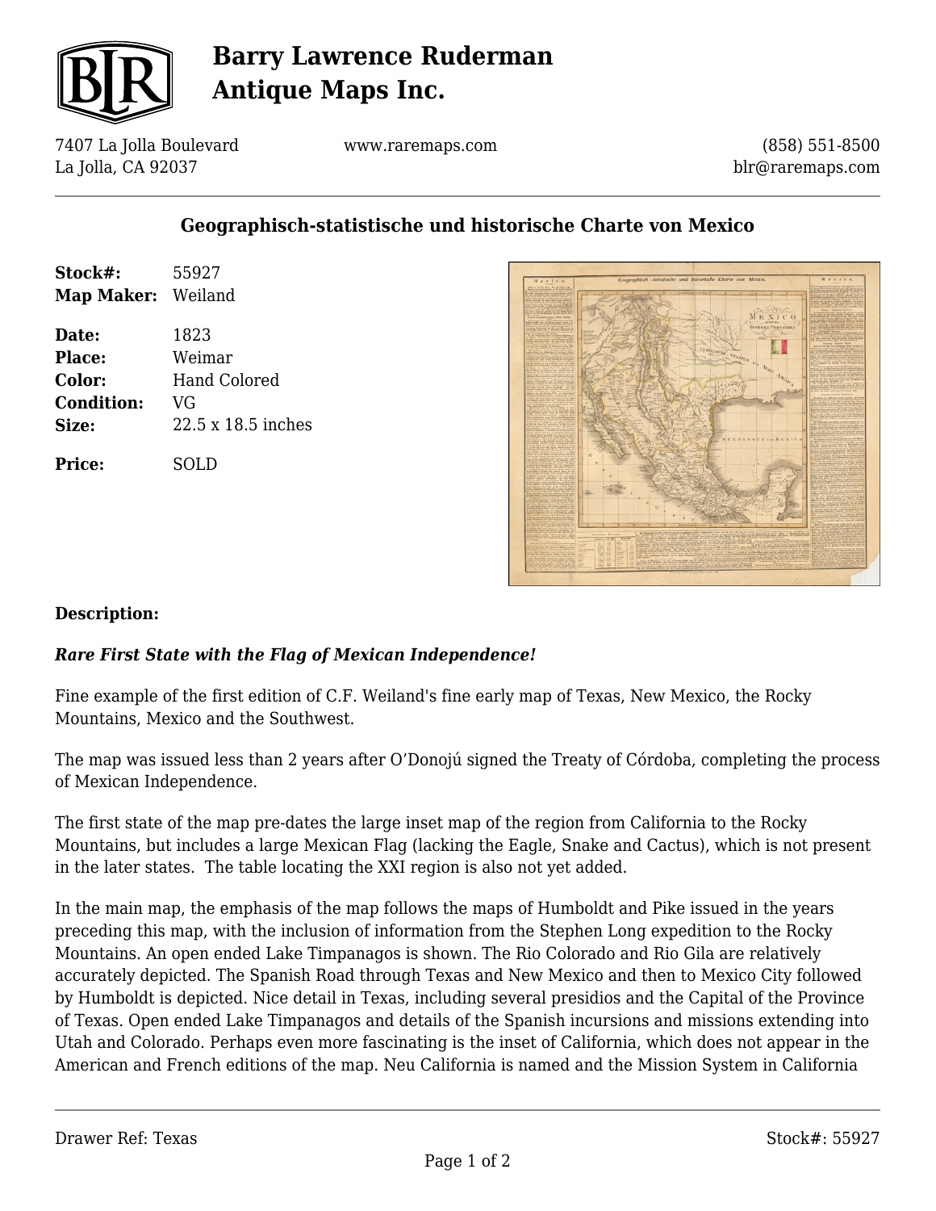# Barry Lawrence Ruderman Antique Maps Inc.

7407 La Jolla Boulevard
La Jolla, CA 92037

www.raremaps.com

(858) 551-8500
blr@raremaps.com

## Geographisch-statistische und historische Charte von Mexico

**Stock#:** 55927
**Map Maker:** Weiland

**Date:** 1823
**Place:** Weimar
**Color:** Hand Colored
**Condition:** VG
**Size:** 22.5 x 18.5 inches

**Price:** SOLD

### Description:

***Rare First State with the Flag of Mexican Independence!***

Fine example of the first edition of C.F. Weiland's fine early map of Texas, New Mexico, the Rocky Mountains, Mexico and the Southwest.

The map was issued less than 2 years after O'Donojú signed the Treaty of Córdoba, completing the process of Mexican Independence.

The first state of the map pre-dates the large inset map of the region from California to the Rocky Mountains, but includes a large Mexican Flag (lacking the Eagle, Snake and Cactus), which is not present in the later states. The table locating the XXI region is also not yet added.

In the main map, the emphasis of the map follows the maps of Humboldt and Pike issued in the years preceding this map, with the inclusion of information from the Stephen Long expedition to the Rocky Mountains. An open ended Lake Timpanagos is shown. The Rio Colorado and Rio Gila are relatively accurately depicted. The Spanish Road through Texas and New Mexico and then to Mexico City followed by Humboldt is depicted. Nice detail in Texas, including several presidios and the Capital of the Province of Texas. Open ended Lake Timpanagos and details of the Spanish incursions and missions extending into Utah and Colorado. Perhaps even more fascinating is the inset of California, which does not appear in the American and French editions of the map. Neu California is named and the Mission System in California

Drawer Ref: Texas

Stock#: 55927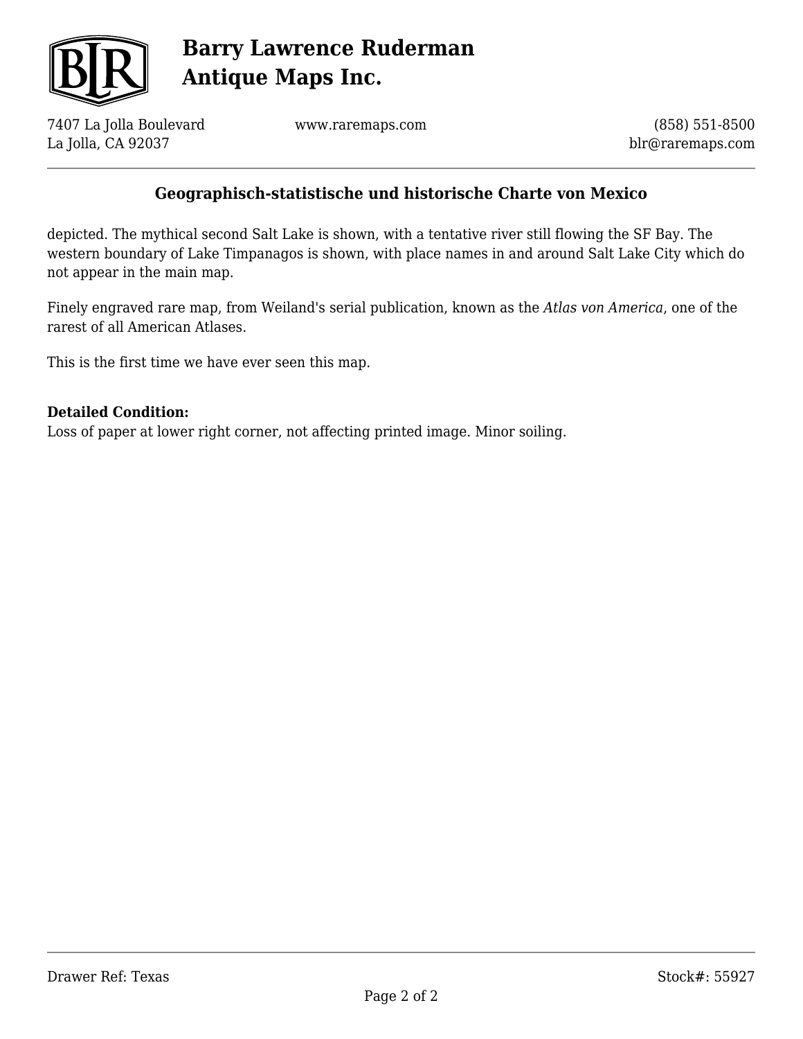depicted. The mythical second Salt Lake is shown, with a tentative river still flowing the SF Bay. The western boundary of Lake Timpanagos is shown, with place names in and around Salt Lake City which do not appear in the main map.

Finely engraved rare map, from Weiland's serial publication, known as the *Atlas von America*, one of the rarest of all American Atlases.

This is the first time we have ever seen this map.

**Detailed Condition:**
Loss of paper at lower right corner, not affecting printed image. Minor soiling.